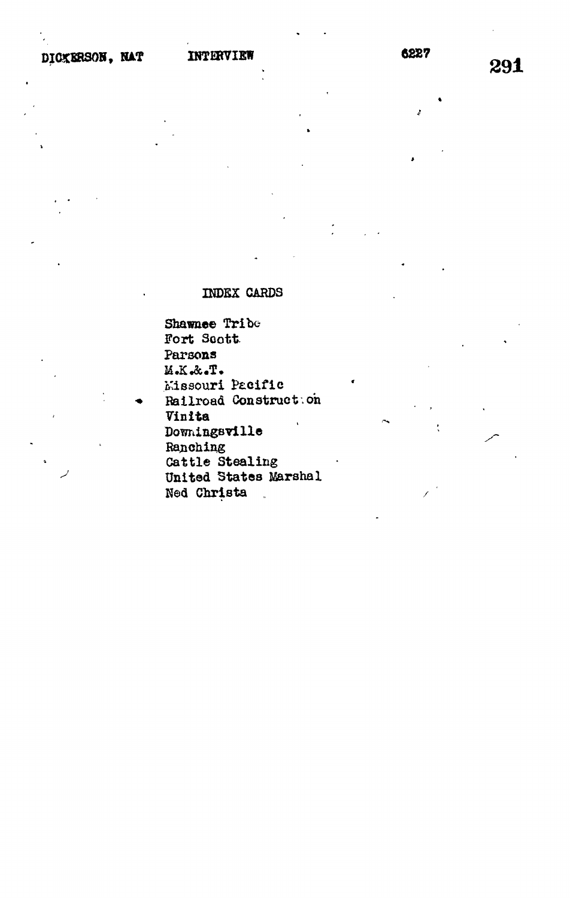DICKERSON, NAT INTERVIEW 6227

INDEX CARDS

Shawnee Tribe
Fort Scott
Parsons
M.K.&.T.
Missouri Pacific
Railroad Construction
Vinita
Downingsville
Ranching
Cattle Stealing
United States Marshal
Ned Christa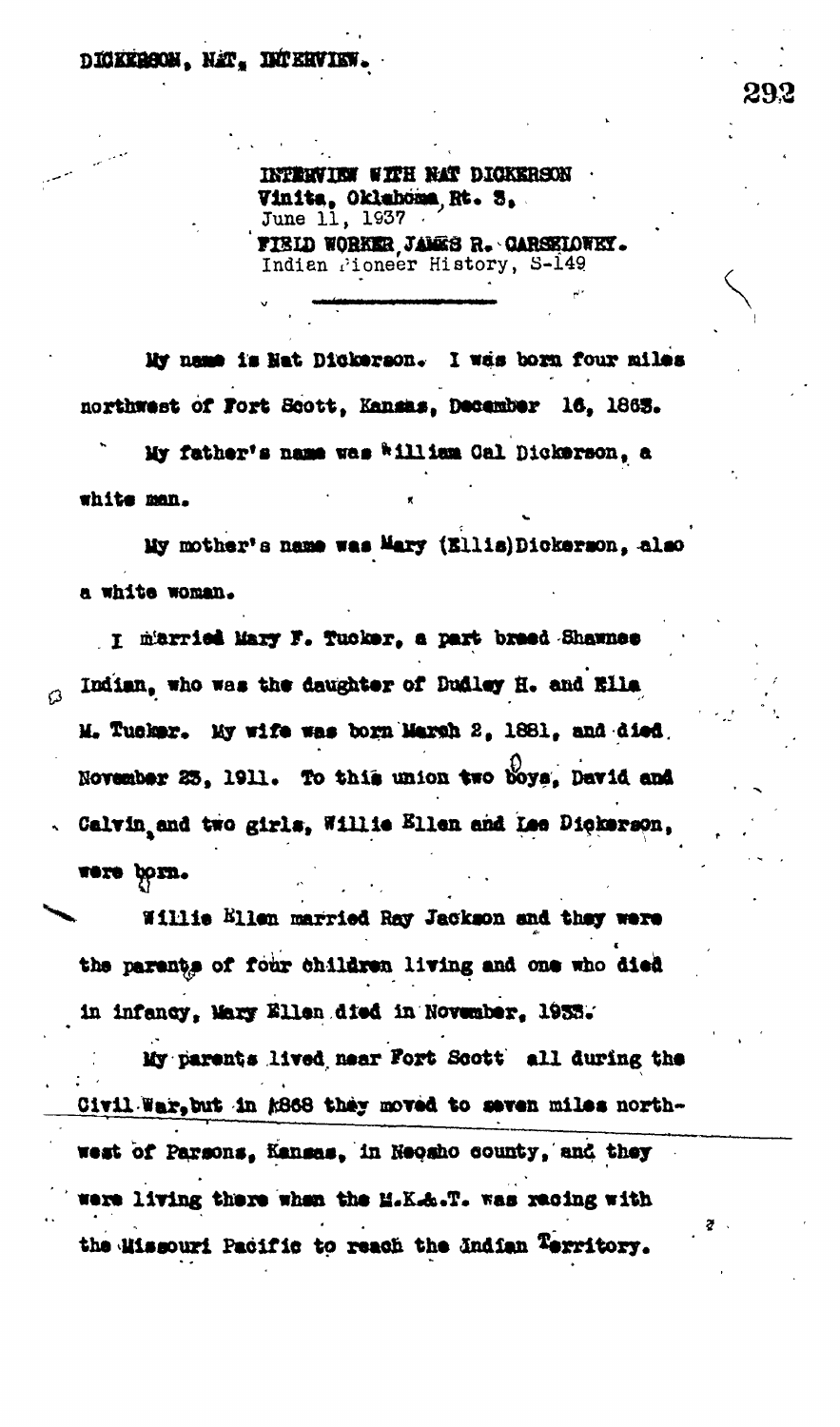INTERVIEW WITH NAT DICKERSON
Vinita, Oklahoma, Rt. 3,
June 11, 1937
FIELD WORKER JAMES R. CARSELOWEY.
Indian Pioneer History, S-149

My name is Nat Dickerson. I was born four miles northwest of Fort Scott, Kansas, December 16, 1863.

My father's name was William Cal Dickerson, a white man.

My mother's name was Mary (Ellis) Dickerson, also a white woman.

I married Mary F. Tucker, a part breed Shawnee Indian, who was the daughter of Dudley H. and Ella M. Tucker. My wife was born March 2, 1881, and died November 23, 1911. To this union two boys, David and Calvin, and two girls, Willie Ellen and Lee Dickerson, were born.

Willie Ellen married Ray Jackson and they were the parents of four children living and one who died in infancy, Mary Ellen died in November, 1933.

My parents lived near Fort Scott all during the Civil War, but in 1868 they moved to seven miles northwest of Parsons, Kansas, in Neosho county, and they were living there when the M.K.&.T. was racing with the Missouri Pacific to reach the Indian Territory.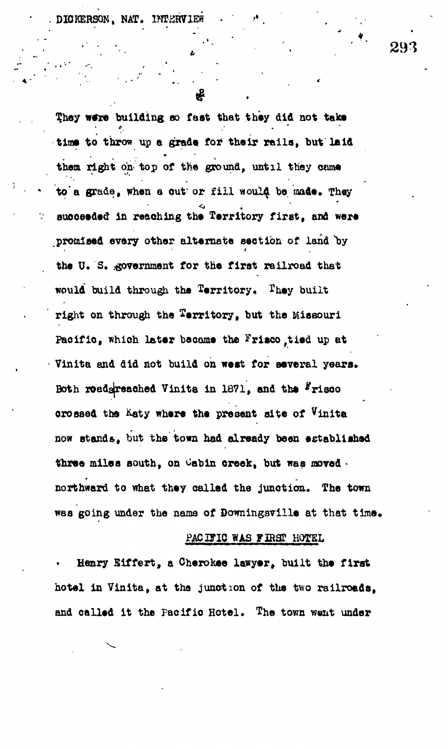They were building so fast that they did not take time to throw up a grade for their rails, but laid them right on top of the ground, until they came to a grade, when a cut or fill would be made. They succeeded in reaching the Territory first, and were promised every other alternate section of land by the U. S. government for the first railroad that would build through the Territory. They built right on through the Territory, but the Missouri Pacific, which later became the Frisco, tied up at Vinita and did not build on west for several years. Both roads reached Vinita in 1871, and the Frisco crossed the Katy where the present site of Vinita now stands, but the town had already been established three miles south, on Cabin creek, but was moved northward to what they called the junction. The town was going under the name of Downingsville at that time.

## PACIFIC WAS FIRST HOTEL

Henry Eiffert, a Cherokee lawyer, built the first hotel in Vinita, at the junction of the two railroads, and called it the Pacific Hotel. The town went under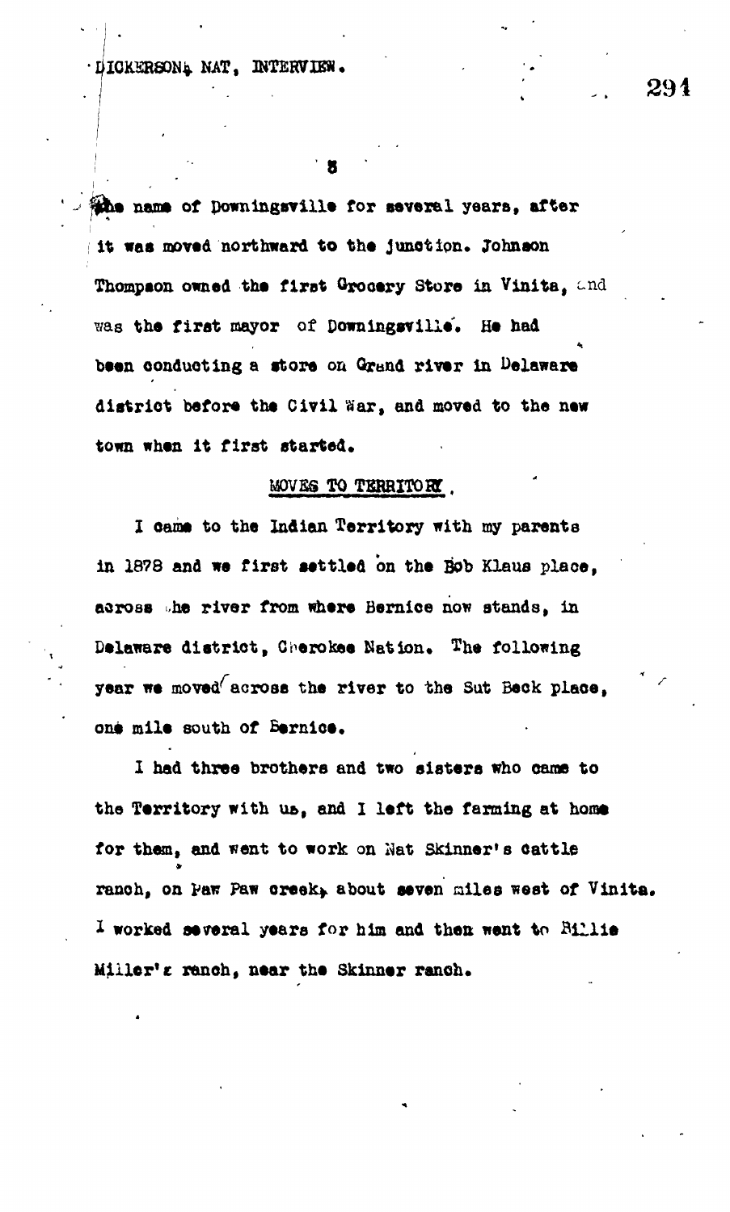the name of Downingsville for several years, after it was moved northward to the junction. Johnson Thompson owned the first Grocery Store in Vinita, and was the first mayor of Downingsville. He had been conducting a store on Grand river in Delaware district before the Civil War, and moved to the new town when it first started.

## MOVES TO TERRITORY.

I came to the Indian Territory with my parents in 1878 and we first settled on the Bob Klaus place, across the river from where Bernice now stands, in Delaware district, Cherokee Nation. The following year we moved across the river to the Sut Beck place, one mile south of Bernice.

I had three brothers and two sisters who came to the Territory with us, and I left the farming at home for them, and went to work on Nat Skinner's cattle ranch, on Paw Paw creek, about seven miles west of Vinita. I worked several years for him and then went to Billie Miller's ranch, near the Skinner ranch.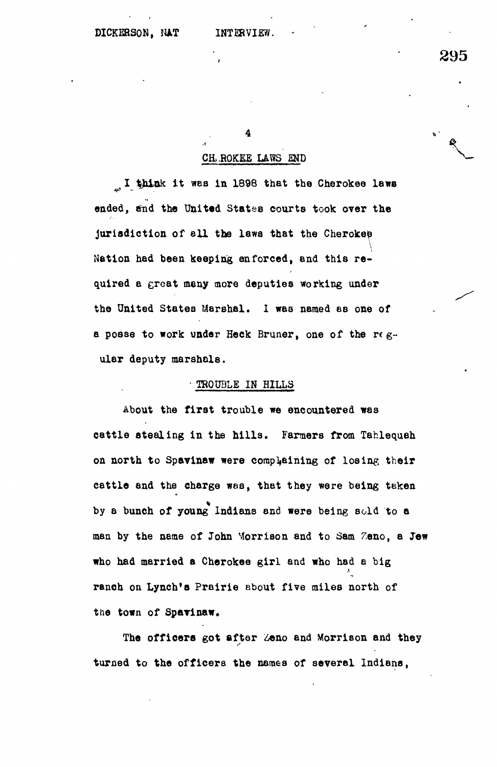## CHEROKEE LAWS END

I think it was in 1898 that the Cherokee laws ended, and the United States courts took over the jurisdiction of all the laws that the Cherokee Nation had been keeping enforced, and this required a great many more deputies working under the United States Marshal. I was named as one of a posse to work under Heck Bruner, one of the regular deputy marshals.

## TROUBLE IN HILLS

About the first trouble we encountered was cattle stealing in the hills. Farmers from Tahlequah on north to Spavinaw were complaining of losing their cattle and the charge was, that they were being taken by a bunch of young Indians and were being sold to a man by the name of John Morrison and to Sam Zeno, a Jew who had married a Cherokee girl and who had a big ranch on Lynch's Prairie about five miles north of the town of Spavinaw.

The officers got after Zeno and Morrison and they turned to the officers the names of several Indians,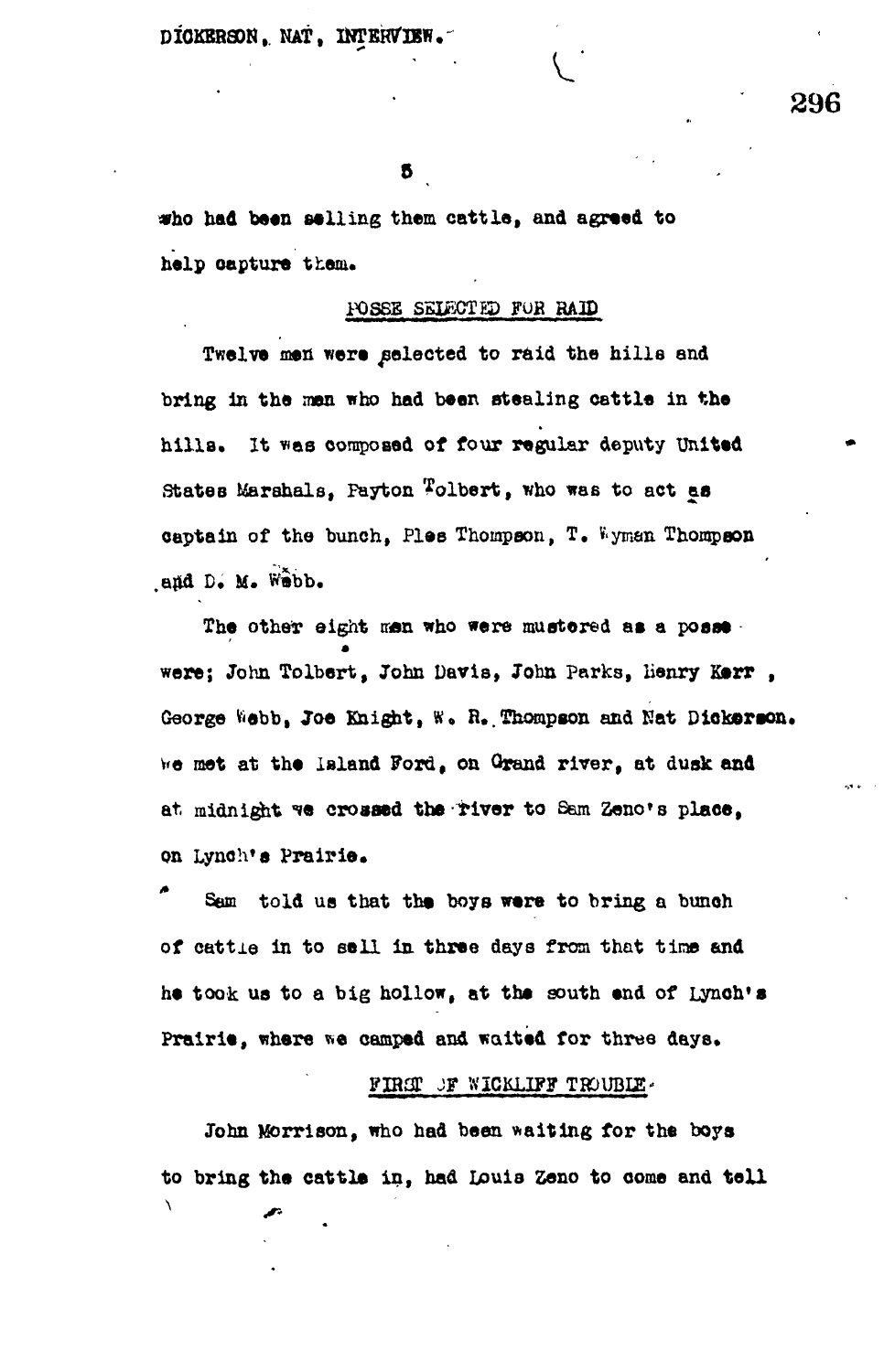who had been selling them cattle, and agreed to help capture them.

## POSSE SELECTED FOR RAID

Twelve men were selected to raid the hills and bring in the men who had been stealing cattle in the hills. It was composed of four regular deputy United States Marshals, Payton Tolbert, who was to act as captain of the bunch, Ples Thompson, T. Wyman Thompson and D. M. Webb.

The other eight men who were mustered as a posse were; John Tolbert, John Davis, John Parks, Henry Kerr, George Webb, Joe Knight, W. R. Thompson and Nat Dickerson. We met at the Island Ford, on Grand river, at dusk and at midnight we crossed the river to Sam Zeno's place, on Lynch's Prairie.

Sam told us that the boys were to bring a bunch of cattle in to sell in three days from that time and he took us to a big hollow, at the south end of Lynch's Prairie, where we camped and waited for three days.

## FIRST OF WICKLIFF TROUBLE

John Morrison, who had been waiting for the boys to bring the cattle in, had Louis Zeno to come and tell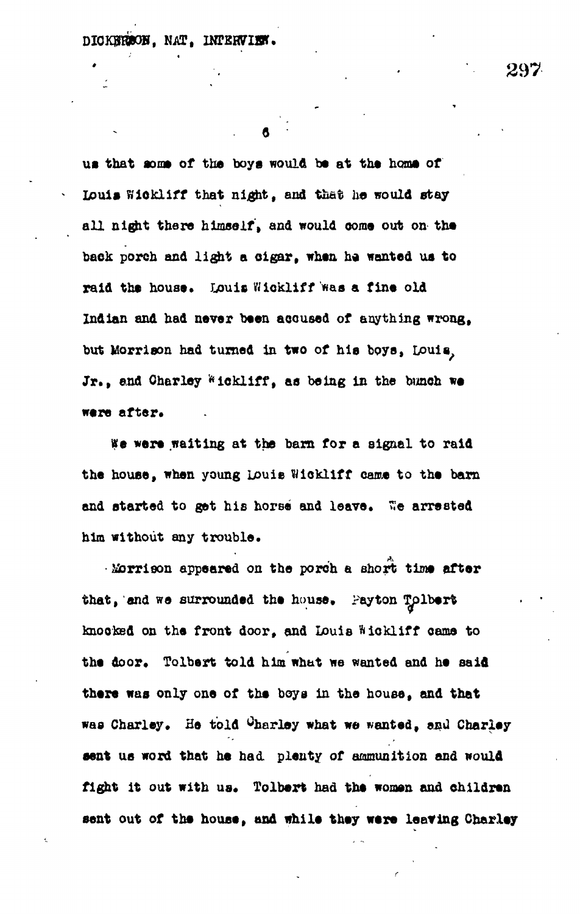us that some of the boys would be at the home of Louis Wickliff that night, and that he would stay all night there himself, and would come out on the back porch and light a cigar, when he wanted us to raid the house. Louis Wickliff was a fine old Indian and had never been accused of anything wrong, but Morrison had turned in two of his boys, Louis, Jr., and Charley Wickliff, as being in the bunch we were after.

We were waiting at the barn for a signal to raid the house, when young Louis Wickliff came to the barn and started to get his horse and leave. We arrested him without any trouble.

Morrison appeared on the porch a short time after that, and we surrounded the house. Payton Tolbert knocked on the front door, and Louis Wickliff came to the door. Tolbert told him what we wanted and he said there was only one of the boys in the house, and that was Charley. He told Charley what we wanted, and Charley sent us word that he had plenty of ammunition and would fight it out with us. Tolbert had the women and children sent out of the house, and while they were leaving Charley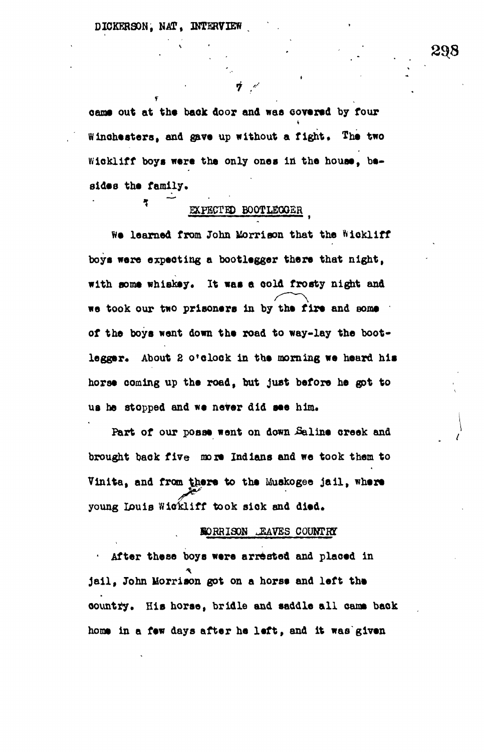came out at the back door and was covered by four Winchesters, and gave up without a fight. The two Wickliff boys were the only ones in the house, besides the family.

## EXPECTED BOOTLEGGER

We learned from John Morrison that the Wickliff boys were expecting a bootlegger there that night, with some whiskey. It was a cold frosty night and we took our two prisoners in by the fire and some of the boys went down the road to way-lay the bootlegger. About 2 o'clock in the morning we heard his horse coming up the road, but just before he got to us he stopped and we never did see him.

Part of our posse went on down Saline creek and brought back five more Indians and we took them to Vinita, and from there to the Muskogee jail, where young Louis Wickliff took sick and died.

## MORRISON LEAVES COUNTRY

After these boys were arrested and placed in jail, John Morrison got on a horse and left the country. His horse, bridle and saddle all came back home in a few days after he left, and it was given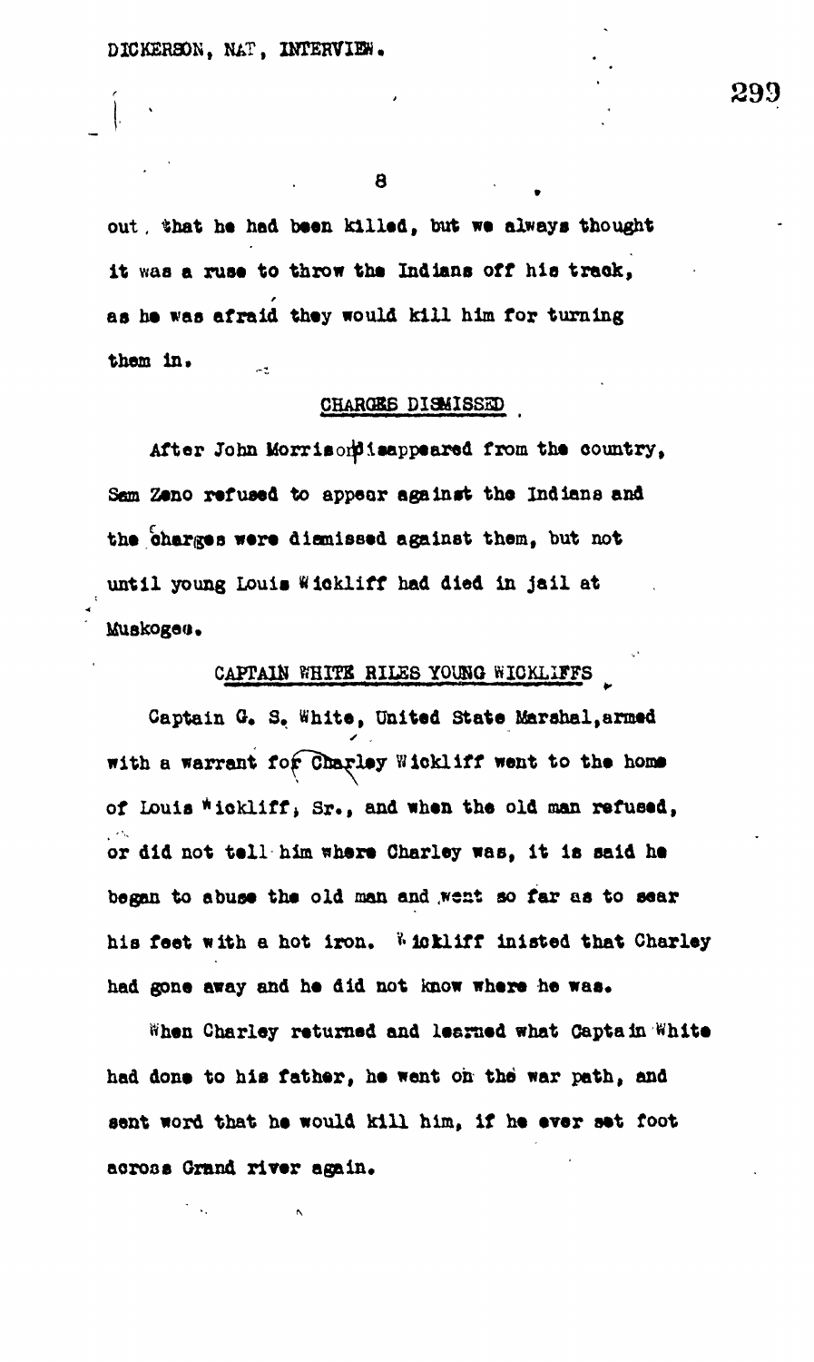out, that he had been killed, but we always thought it was a ruse to throw the Indians off his track, as he was afraid they would kill him for turning them in.

## CHARGES DISMISSED

After John Morrison disappeared from the country, Sam Zeno refused to appear against the Indians and the charges were dismissed against them, but not until young Louis Wickliff had died in jail at Muskogee.

## CAPTAIN WHITE RILES YOUNG WICKLIFFS

Captain G. S. White, United State Marshal, armed with a warrant for Charley Wickliff went to the home of Louis Wickliff, Sr., and when the old man refused, or did not tell him where Charley was, it is said he began to abuse the old man and went so far as to sear his feet with a hot iron. Wickliff inisted that Charley had gone away and he did not know where he was.

When Charley returned and learned what Captain White had done to his father, he went on the war path, and sent word that he would kill him, if he ever set foot across Grand river again.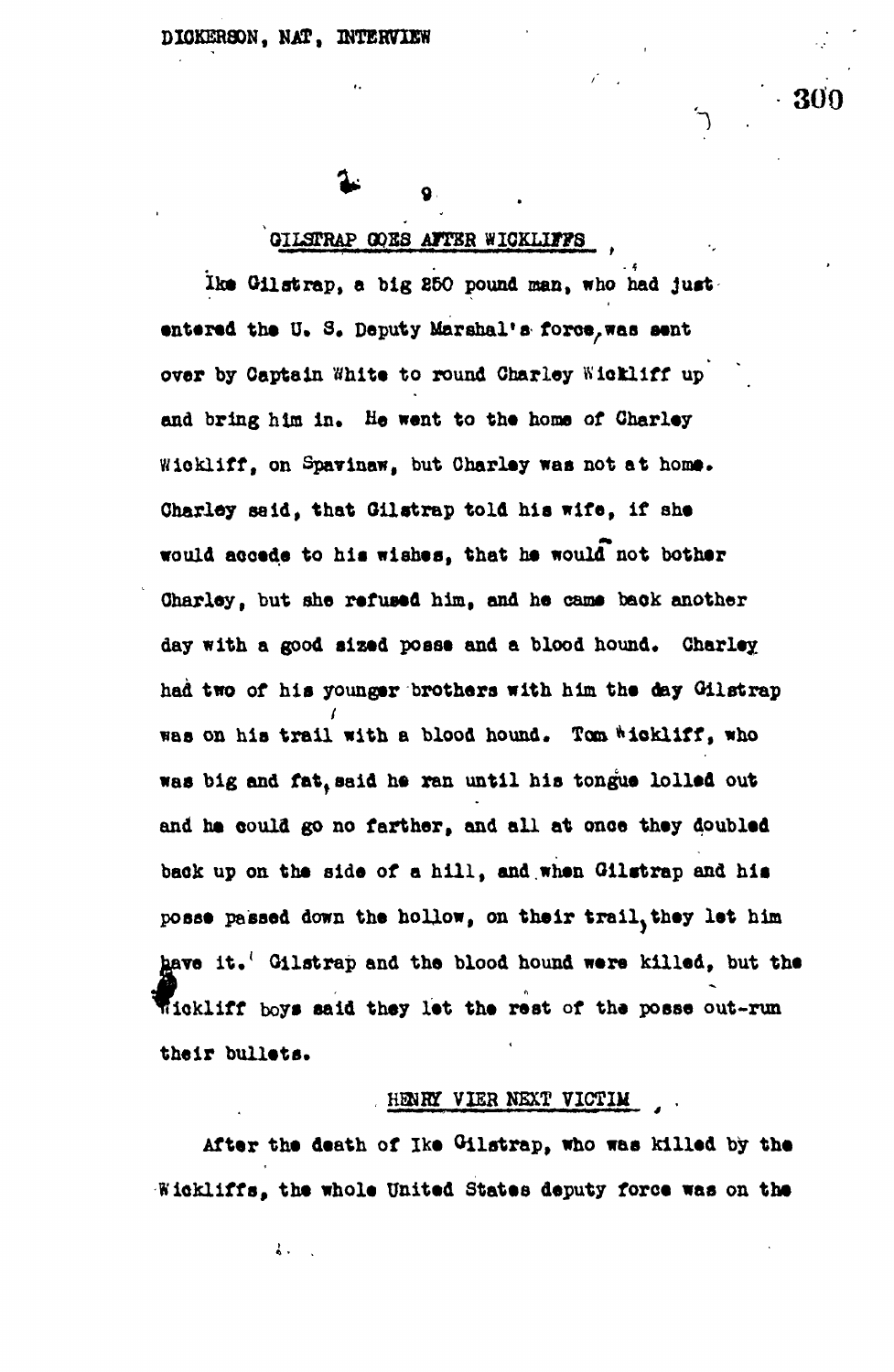## GILSTRAP GOES AFTER WICKLIFFS

Ike Gilstrap, a big 250 pound man, who had just entered the U. S. Deputy Marshal's force, was sent over by Captain White to round Charley Wickliff up and bring him in. He went to the home of Charley Wickliff, on Spavinaw, but Charley was not at home. Charley said, that Gilstrap told his wife, if she would accede to his wishes, that he would not bother Charley, but she refused him, and he came back another day with a good sized posse and a blood hound. Charley had two of his younger brothers with him the day Gilstrap was on his trail with a blood hound. Tom Wickliff, who was big and fat, said he ran until his tongue lolled out and he could go no farther, and all at once they doubled back up on the side of a hill, and when Gilstrap and his posse passed down the hollow, on their trail, they let him have it. Gilstrap and the blood hound were killed, but the Wickliff boys said they let the rest of the posse out-run their bullets.

## HENRY VIER NEXT VICTIM

After the death of Ike Gilstrap, who was killed by the Wickliffs, the whole United States deputy force was on the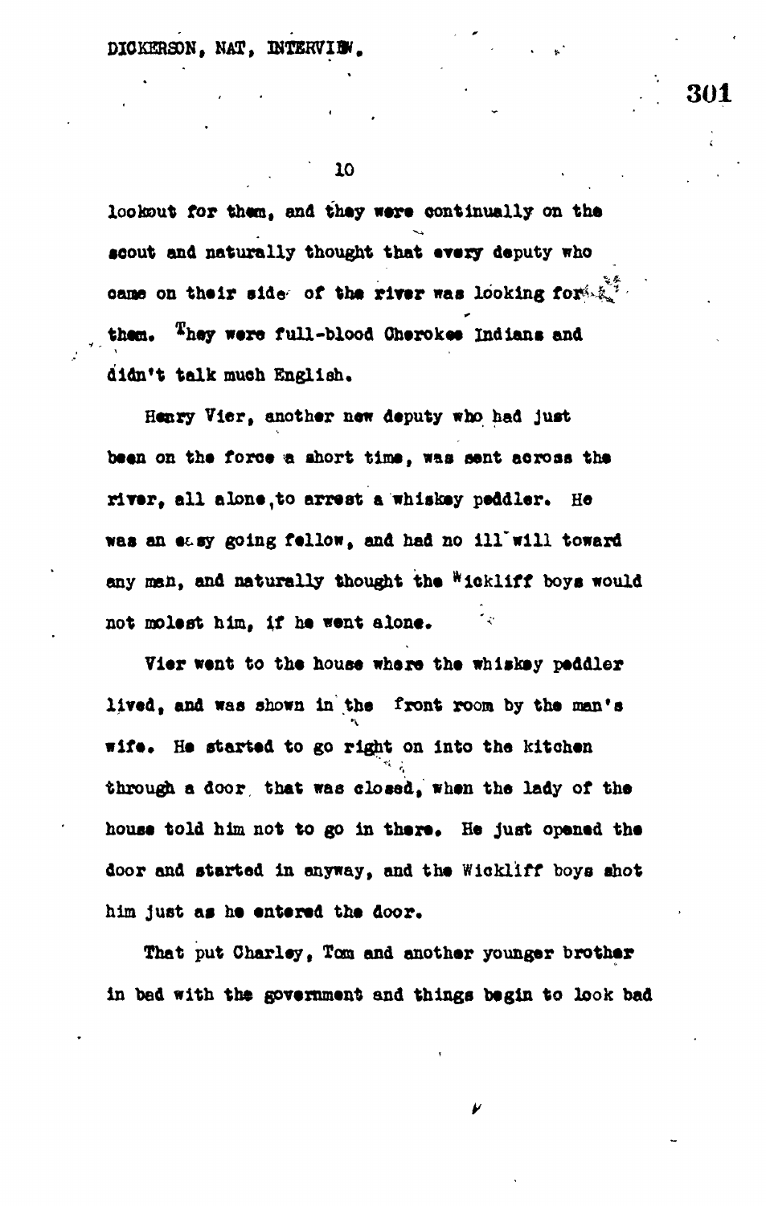lookout for them, and they were continually on the scout and naturally thought that every deputy who came on their side of the river was looking for them. They were full-blood Cherokee Indians and didn't talk much English.

Henry Vier, another new deputy who had just been on the force a short time, was sent across the river, all alone, to arrest a whiskey peddler. He was an easy going fellow, and had no ill will toward any man, and naturally thought the Wickliff boys would not molest him, if he went alone.

Vier went to the house where the whiskey peddler lived, and was shown in the front room by the man's wife. He started to go right on into the kitchen through a door that was closed, when the lady of the house told him not to go in there. He just opened the door and started in anyway, and the Wickliff boys shot him just as he entered the door.

That put Charley, Tom and another younger brother in bed with the government and things begin to look bad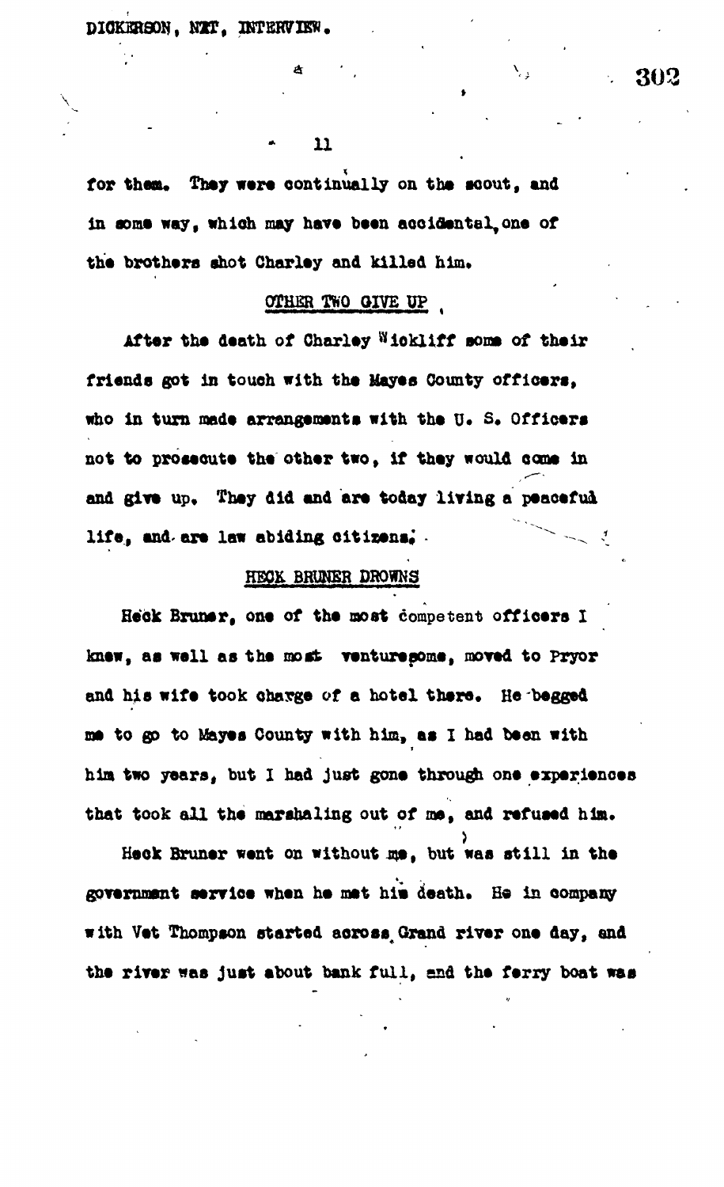for them. They were continually on the scout, and in some way, which may have been accidental, one of the brothers shot Charley and killed him.

## OTHER TWO GIVE UP

After the death of Charley Wickliff some of their friends got in touch with the Mayes County officers, who in turn made arrangements with the U. S. Officers not to prosecute the other two, if they would come in and give up. They did and are today living a peaceful life, and are law abiding citizens.

## HECK BRUNER DROWNS

Heck Bruner, one of the most competent officers I knew, as well as the most venturesome, moved to Pryor and his wife took charge of a hotel there. He begged me to go to Mayes County with him, as I had been with him two years, but I had just gone through one experiences that took all the marshaling out of me, and refused him.

Heck Bruner went on without me, but was still in the government service when he met his death. He in company with Vet Thompson started across Grand river one day, and the river was just about bank full, and the ferry boat was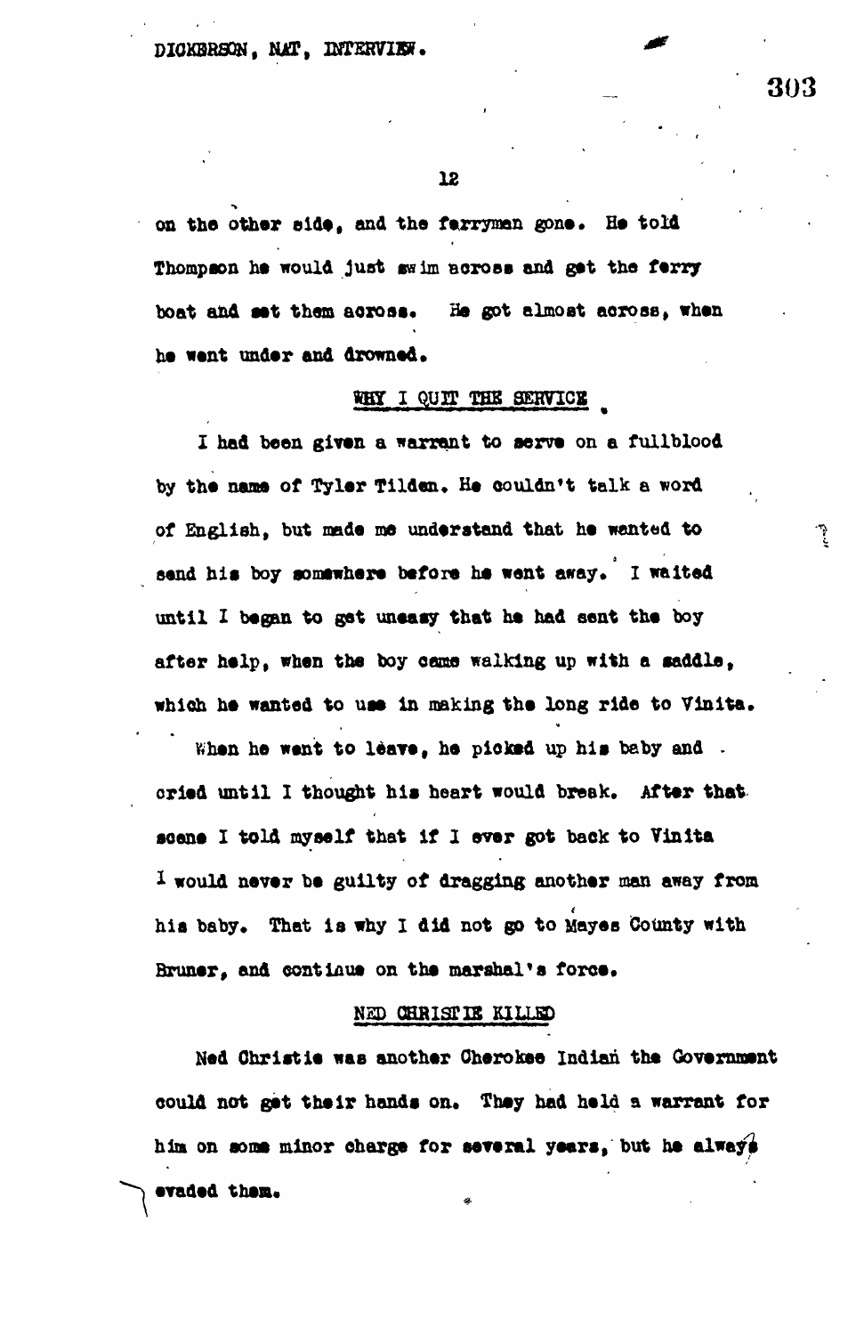on the other side, and the ferryman gone. He told Thompson he would just swim across and get the ferry boat and set them across. He got almost across, when he went under and drowned.

## WHY I QUIT THE SERVICE

I had been given a warrant to serve on a fullblood by the name of Tyler Tilden. He couldn't talk a word of English, but made me understand that he wanted to send his boy somewhere before he went away. I waited until I began to get uneasy that he had sent the boy after help, when the boy came walking up with a saddle, which he wanted to use in making the long ride to Vinita.

When he went to leave, he picked up his baby and cried until I thought his heart would break. After that scene I told myself that if I ever got back to Vinita I would never be guilty of dragging another man away from his baby. That is why I did not go to Mayes County with Bruner, and continue on the marshal's force.

## NED CHRISTIE KILLED

Ned Christie was another Cherokee Indian the Government could not get their hands on. They had held a warrant for him on some minor charge for several years, but he always evaded them.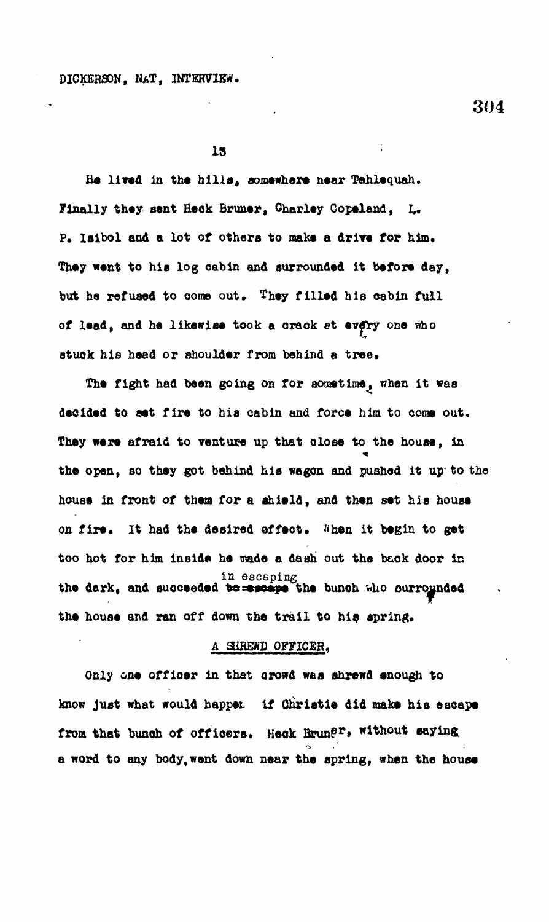He lived in the hills, somewhere near Tahlequah. Finally they sent Heck Bruner, Charley Copeland, L. P. Isibol and a lot of others to make a drive for him. They went to his log cabin and surrounded it before day, but he refused to come out. They filled his cabin full of lead, and he likewise took a crack at every one who stuck his head or shoulder from behind a tree.

The fight had been going on for sometime, when it was decided to set fire to his cabin and force him to come out. They were afraid to venture up that close to the house, in the open, so they got behind his wagon and pushed it up to the house in front of them for a shield, and then set his house on fire. It had the desired effect. When it begin to get too hot for him inside he made a dash out the back door in the dark, and succeeded in escaping the bunch who surrounded the house and ran off down the trail to his spring.

## A SHREWD OFFICER.

Only one officer in that crowd was shrewd enough to know just what would happen if Christie did make his escape from that bunch of officers. Heck Bruner, without saying a word to any body, went down near the spring, when the house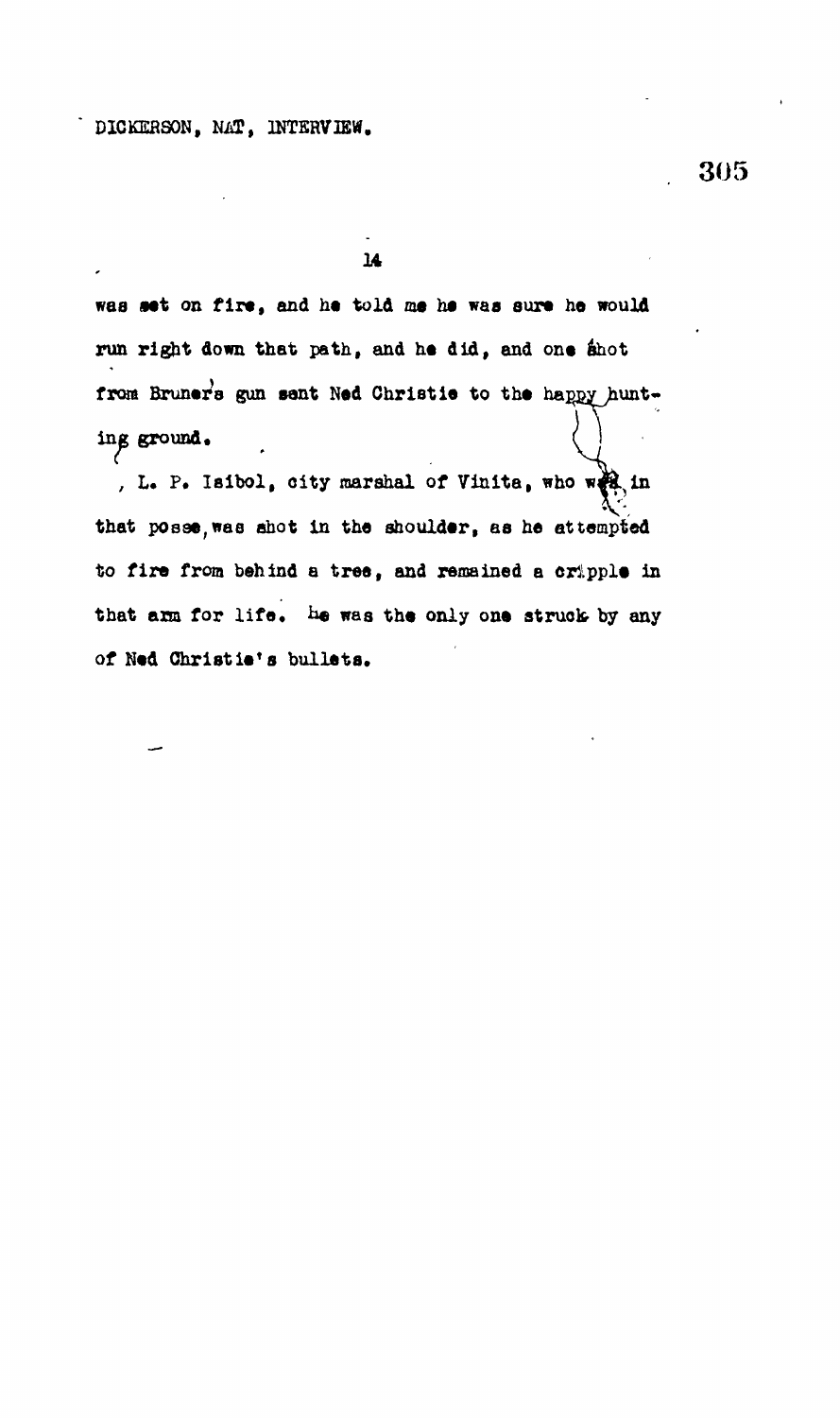was set on fire, and he told me he was sure he would run right down that path, and he did, and one shot from Bruner's gun sent Ned Christie to the happy hunting ground.

L. P. Isibol, city marshal of Vinita, who was in that posse, was shot in the shoulder, as he attempted to fire from behind a tree, and remained a cripple in that arm for life. He was the only one struck by any of Ned Christie's bullets.